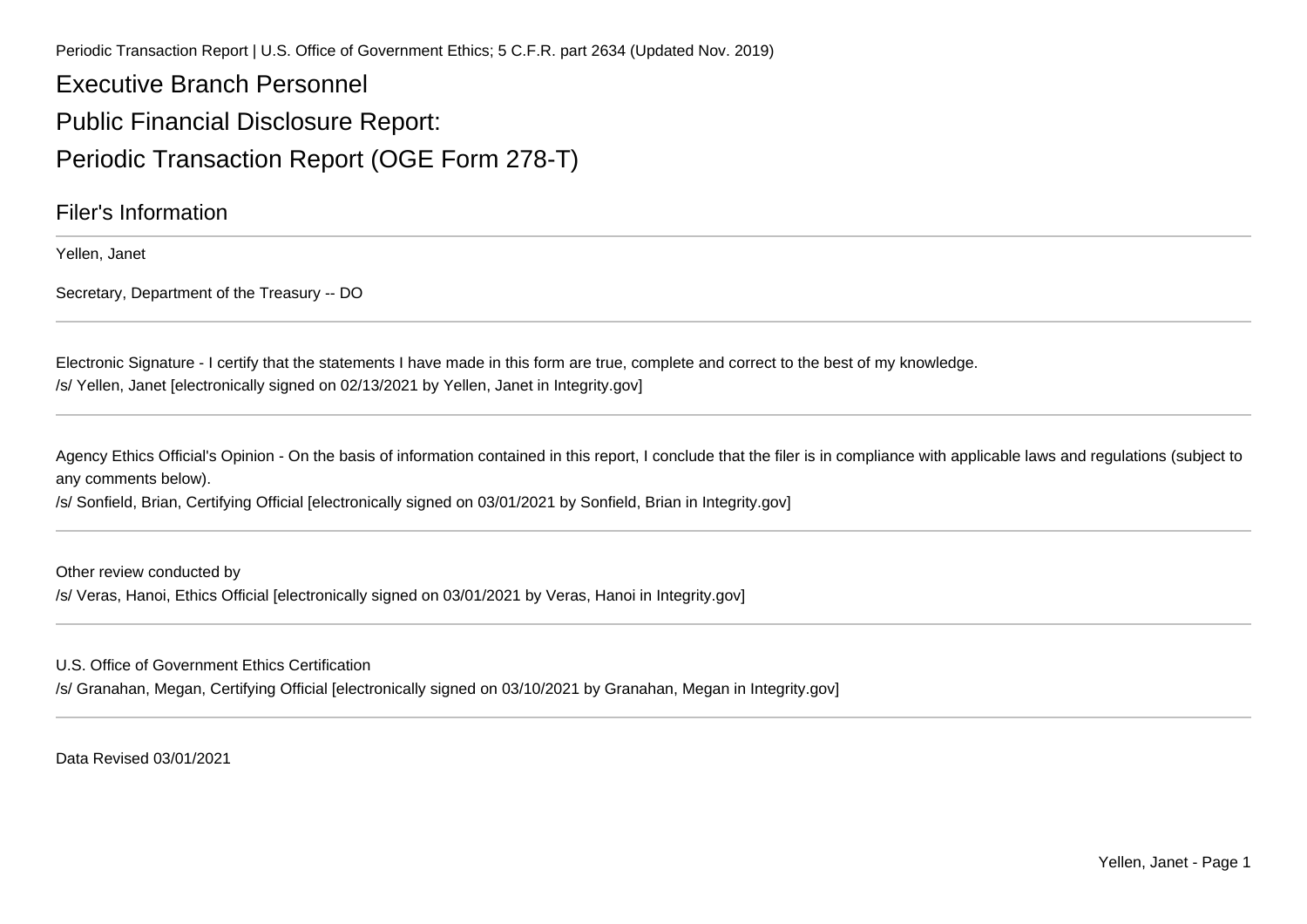Periodic Transaction Report | U.S. Office of Government Ethics; 5 C.F.R. part 2634 (Updated Nov. 2019)

# Executive Branch Personnel

# Public Financial Disclosure Report:

# Periodic Transaction Report (OGE Form 278-T)

## Filer's Information

Yellen, Janet

Secretary, Department of the Treasury -- DO

---

Electronic Signature - I certify that the statements I have made in this form are true, complete and correct to the best of my knowledge.

/s/ Yellen, Janet [electronically signed on 02/13/2021 by Yellen, Janet in Integrity.gov]

---

Agency Ethics Official's Opinion - On the basis of information contained in this report, I conclude that the filer is in compliance with applicable laws and regulations (subject to any comments below).

/s/ Sonfield, Brian, Certifying Official [electronically signed on 03/01/2021 by Sonfield, Brian in Integrity.gov]

---

Other review conducted by

/s/ Veras, Hanoi, Ethics Official [electronically signed on 03/01/2021 by Veras, Hanoi in Integrity.gov]

---

U.S. Office of Government Ethics Certification

/s/ Granahan, Megan, Certifying Official [electronically signed on 03/10/2021 by Granahan, Megan in Integrity.gov]

---

Data Revised 03/01/2021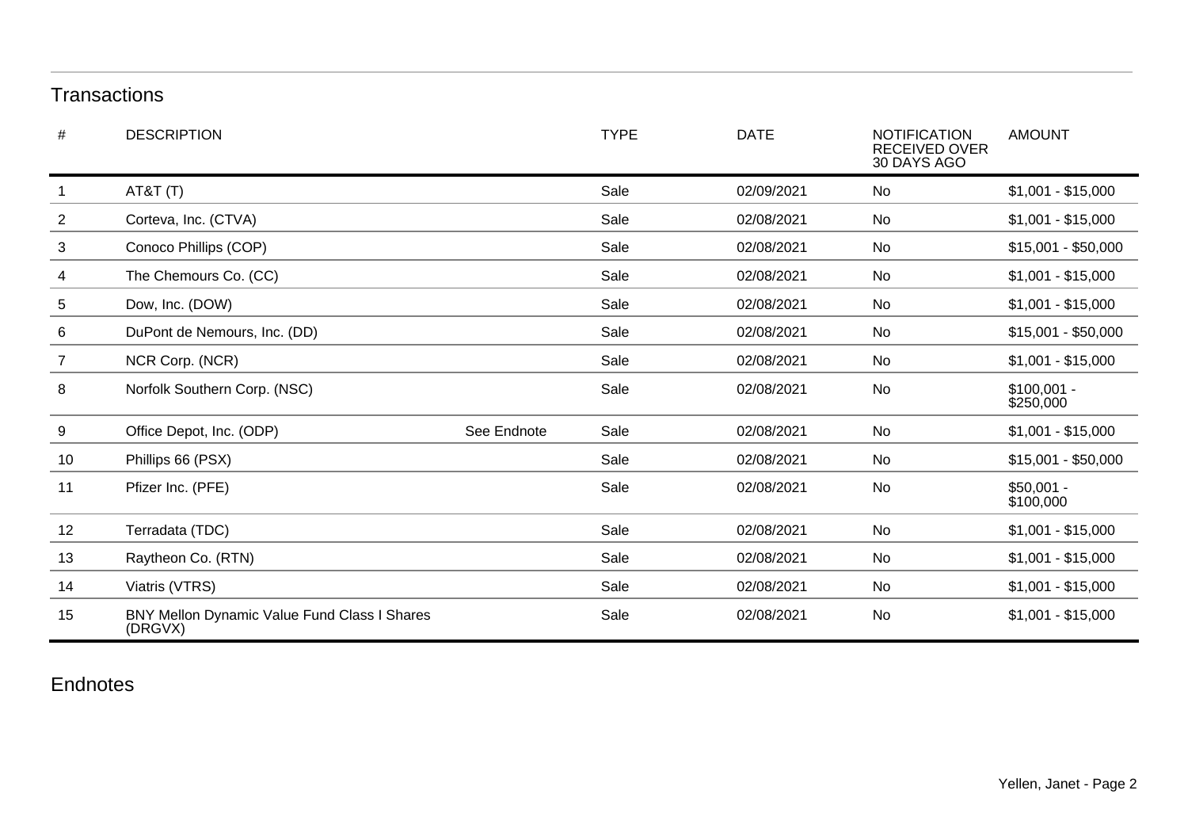## Transactions

| # | DESCRIPTION | | TYPE | DATE | NOTIFICATION RECEIVED OVER 30 DAYS AGO | AMOUNT |
|---|---|---|---|---|---|---|
| 1 | AT&T (T) | | Sale | 02/09/2021 | No | $1,001 - $15,000 |
| 2 | Corteva, Inc. (CTVA) | | Sale | 02/08/2021 | No | $1,001 - $15,000 |
| 3 | Conoco Phillips (COP) | | Sale | 02/08/2021 | No | $15,001 - $50,000 |
| 4 | The Chemours Co. (CC) | | Sale | 02/08/2021 | No | $1,001 - $15,000 |
| 5 | Dow, Inc. (DOW) | | Sale | 02/08/2021 | No | $1,001 - $15,000 |
| 6 | DuPont de Nemours, Inc. (DD) | | Sale | 02/08/2021 | No | $15,001 - $50,000 |
| 7 | NCR Corp. (NCR) | | Sale | 02/08/2021 | No | $1,001 - $15,000 |
| 8 | Norfolk Southern Corp. (NSC) | | Sale | 02/08/2021 | No | $100,001 - $250,000 |
| 9 | Office Depot, Inc. (ODP) | See Endnote | Sale | 02/08/2021 | No | $1,001 - $15,000 |
| 10 | Phillips 66 (PSX) | | Sale | 02/08/2021 | No | $15,001 - $50,000 |
| 11 | Pfizer Inc. (PFE) | | Sale | 02/08/2021 | No | $50,001 - $100,000 |
| 12 | Terradata (TDC) | | Sale | 02/08/2021 | No | $1,001 - $15,000 |
| 13 | Raytheon Co. (RTN) | | Sale | 02/08/2021 | No | $1,001 - $15,000 |
| 14 | Viatris (VTRS) | | Sale | 02/08/2021 | No | $1,001 - $15,000 |
| 15 | BNY Mellon Dynamic Value Fund Class I Shares (DRGVX) | | Sale | 02/08/2021 | No | $1,001 - $15,000 |

## Endnotes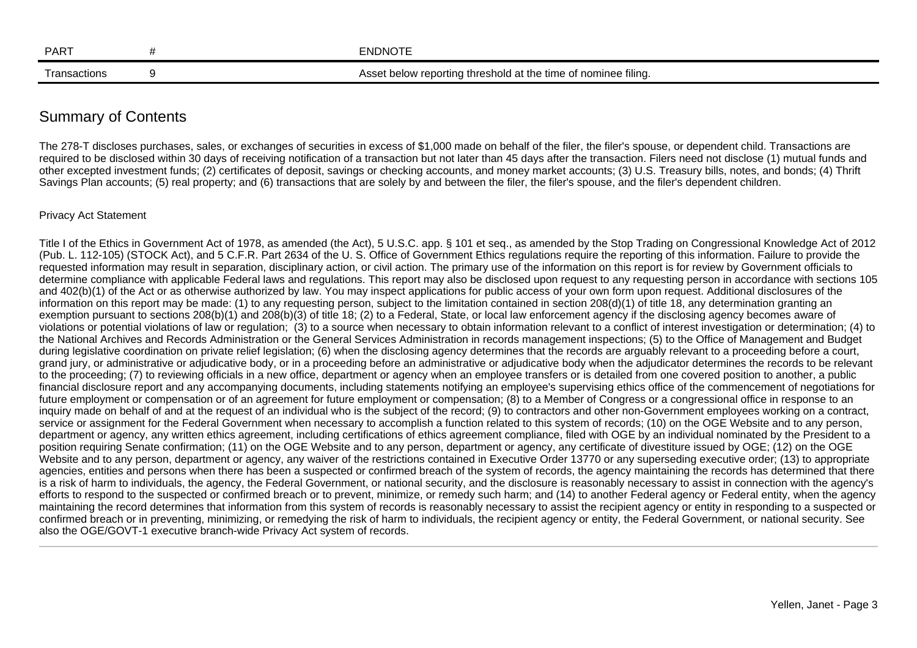| PART | # | ENDNOTE |
| --- | --- | --- |
| Transactions | 9 | Asset below reporting threshold at the time of nominee filing. |

## Summary of Contents

The 278-T discloses purchases, sales, or exchanges of securities in excess of $1,000 made on behalf of the filer, the filer's spouse, or dependent child. Transactions are required to be disclosed within 30 days of receiving notification of a transaction but not later than 45 days after the transaction. Filers need not disclose (1) mutual funds and other excepted investment funds; (2) certificates of deposit, savings or checking accounts, and money market accounts; (3) U.S. Treasury bills, notes, and bonds; (4) Thrift Savings Plan accounts; (5) real property; and (6) transactions that are solely by and between the filer, the filer's spouse, and the filer's dependent children.

### Privacy Act Statement

Title I of the Ethics in Government Act of 1978, as amended (the Act), 5 U.S.C. app. § 101 et seq., as amended by the Stop Trading on Congressional Knowledge Act of 2012 (Pub. L. 112-105) (STOCK Act), and 5 C.F.R. Part 2634 of the U. S. Office of Government Ethics regulations require the reporting of this information. Failure to provide the requested information may result in separation, disciplinary action, or civil action. The primary use of the information on this report is for review by Government officials to determine compliance with applicable Federal laws and regulations. This report may also be disclosed upon request to any requesting person in accordance with sections 105 and 402(b)(1) of the Act or as otherwise authorized by law. You may inspect applications for public access of your own form upon request. Additional disclosures of the information on this report may be made: (1) to any requesting person, subject to the limitation contained in section 208(d)(1) of title 18, any determination granting an exemption pursuant to sections 208(b)(1) and 208(b)(3) of title 18; (2) to a Federal, State, or local law enforcement agency if the disclosing agency becomes aware of violations or potential violations of law or regulation; (3) to a source when necessary to obtain information relevant to a conflict of interest investigation or determination; (4) to the National Archives and Records Administration or the General Services Administration in records management inspections; (5) to the Office of Management and Budget during legislative coordination on private relief legislation; (6) when the disclosing agency determines that the records are arguably relevant to a proceeding before a court, grand jury, or administrative or adjudicative body, or in a proceeding before an administrative or adjudicative body when the adjudicator determines the records to be relevant to the proceeding; (7) to reviewing officials in a new office, department or agency when an employee transfers or is detailed from one covered position to another, a public financial disclosure report and any accompanying documents, including statements notifying an employee's supervising ethics office of the commencement of negotiations for future employment or compensation or of an agreement for future employment or compensation; (8) to a Member of Congress or a congressional office in response to an inquiry made on behalf of and at the request of an individual who is the subject of the record; (9) to contractors and other non-Government employees working on a contract, service or assignment for the Federal Government when necessary to accomplish a function related to this system of records; (10) on the OGE Website and to any person, department or agency, any written ethics agreement, including certifications of ethics agreement compliance, filed with OGE by an individual nominated by the President to a position requiring Senate confirmation; (11) on the OGE Website and to any person, department or agency, any certificate of divestiture issued by OGE; (12) on the OGE Website and to any person, department or agency, any waiver of the restrictions contained in Executive Order 13770 or any superseding executive order; (13) to appropriate agencies, entities and persons when there has been a suspected or confirmed breach of the system of records, the agency maintaining the records has determined that there is a risk of harm to individuals, the agency, the Federal Government, or national security, and the disclosure is reasonably necessary to assist in connection with the agency's efforts to respond to the suspected or confirmed breach or to prevent, minimize, or remedy such harm; and (14) to another Federal agency or Federal entity, when the agency maintaining the record determines that information from this system of records is reasonably necessary to assist the recipient agency or entity in responding to a suspected or confirmed breach or in preventing, minimizing, or remedying the risk of harm to individuals, the recipient agency or entity, the Federal Government, or national security. See also the OGE/GOVT-1 executive branch-wide Privacy Act system of records.